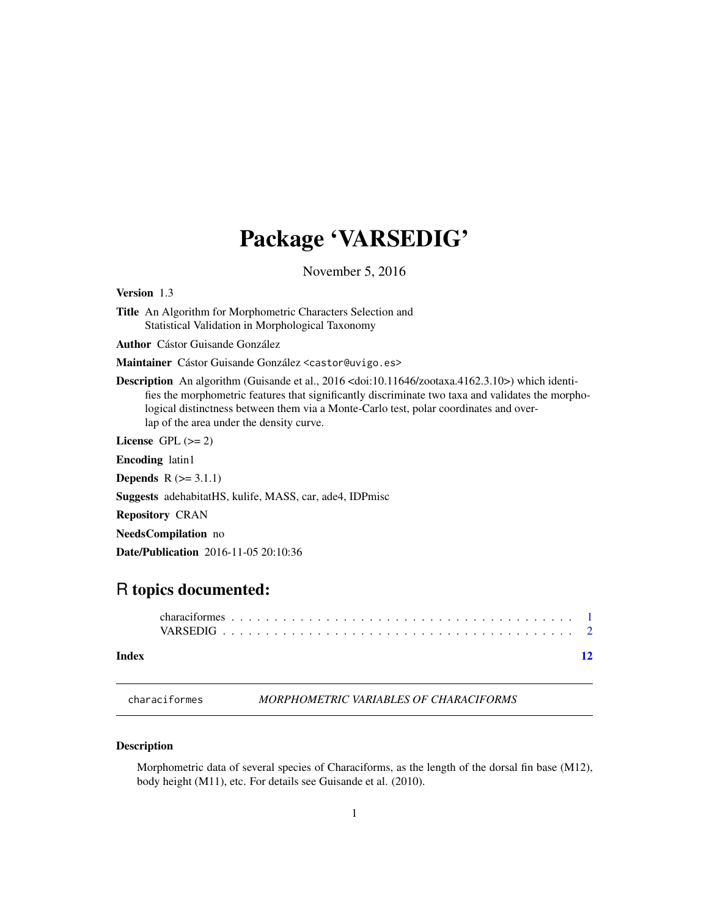# Package 'VARSEDIG'

November 5, 2016

**Version** 1.3

**Title** An Algorithm for Morphometric Characters Selection and Statistical Validation in Morphological Taxonomy

**Author** Cástor Guisande González

**Maintainer** Cástor Guisande González <castor@uvigo.es>

**Description** An algorithm (Guisande et al., 2016 <doi:10.11646/zootaxa.4162.3.10>) which identifies the morphometric features that significantly discriminate two taxa and validates the morphological distinctness between them via a Monte-Carlo test, polar coordinates and overlap of the area under the density curve.

**License** GPL (>= 2)

**Encoding** latin1

**Depends** R (>= 3.1.1)

**Suggests** adehabitatHS, kulife, MASS, car, ade4, IDPmisc

**Repository** CRAN

**NeedsCompilation** no

**Date/Publication** 2016-11-05 20:10:36

## R topics documented:

characiformes . . . . . . . . . . . . . . . . . . . . . . . . . . . . . . . . . . . . . . . . . 1
VARSEDIG . . . . . . . . . . . . . . . . . . . . . . . . . . . . . . . . . . . . . . . . . . 2

**Index** **12**

---

characiformes *MORPHOMETRIC VARIABLES OF CHARACIFORMS*

---

### Description

Morphometric data of several species of Characiforms, as the length of the dorsal fin base (M12), body height (M11), etc. For details see Guisande et al. (2010).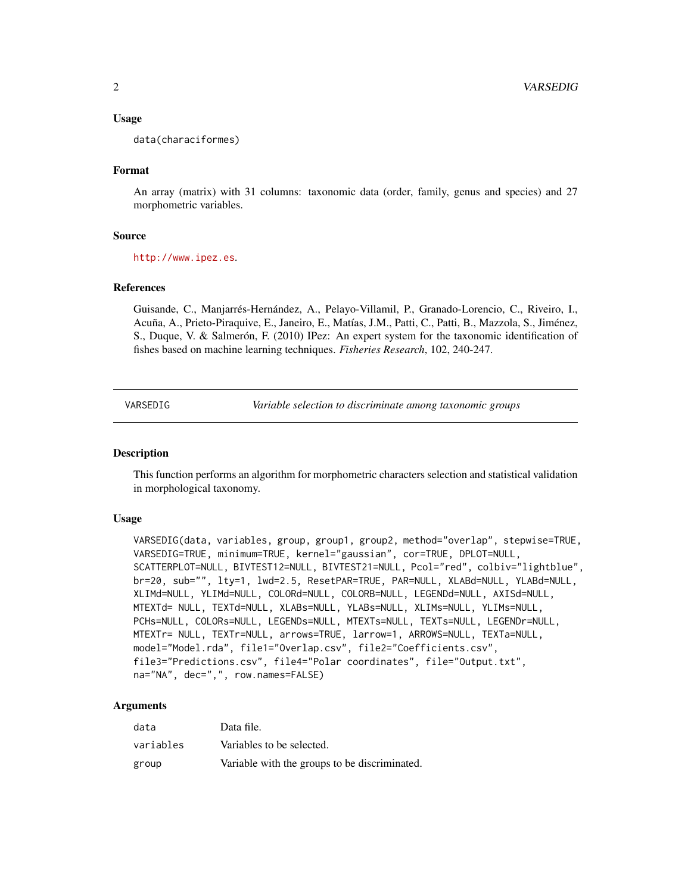### Usage

```
data(characiformes)
```

### Format

An array (matrix) with 31 columns: taxonomic data (order, family, genus and species) and 27 morphometric variables.

### Source

http://www.ipez.es.

### References

Guisande, C., Manjarrés-Hernández, A., Pelayo-Villamil, P., Granado-Lorencio, C., Riveiro, I., Acuña, A., Prieto-Piraquive, E., Janeiro, E., Matías, J.M., Patti, C., Patti, B., Mazzola, S., Jiménez, S., Duque, V. & Salmerón, F. (2010) IPez: An expert system for the taxonomic identification of fishes based on machine learning techniques. *Fisheries Research*, 102, 240-247.

---

## VARSEDIG — *Variable selection to discriminate among taxonomic groups*

---

### Description

This function performs an algorithm for morphometric characters selection and statistical validation in morphological taxonomy.

### Usage

```
VARSEDIG(data, variables, group, group1, group2, method="overlap", stepwise=TRUE,
VARSEDIG=TRUE, minimum=TRUE, kernel="gaussian", cor=TRUE, DPLOT=NULL,
SCATTERPLOT=NULL, BIVTEST12=NULL, BIVTEST21=NULL, Pcol="red", colbiv="lightblue",
br=20, sub="", lty=1, lwd=2.5, ResetPAR=TRUE, PAR=NULL, XLABd=NULL, YLABd=NULL,
XLIMd=NULL, YLIMd=NULL, COLORd=NULL, COLORB=NULL, LEGENDd=NULL, AXISd=NULL,
MTEXTd= NULL, TEXTd=NULL, XLABs=NULL, YLABs=NULL, XLIMs=NULL, YLIMs=NULL,
PCHs=NULL, COLORs=NULL, LEGENDs=NULL, MTEXTs=NULL, TEXTs=NULL, LEGENDr=NULL,
MTEXTr= NULL, TEXTr=NULL, arrows=TRUE, larrow=1, ARROWS=NULL, TEXTa=NULL,
model="Model.rda", file1="Overlap.csv", file2="Coefficients.csv",
file3="Predictions.csv", file4="Polar coordinates", file="Output.txt",
na="NA", dec=",", row.names=FALSE)
```

### Arguments

| | |
|---|---|
| data | Data file. |
| variables | Variables to be selected. |
| group | Variable with the groups to be discriminated. |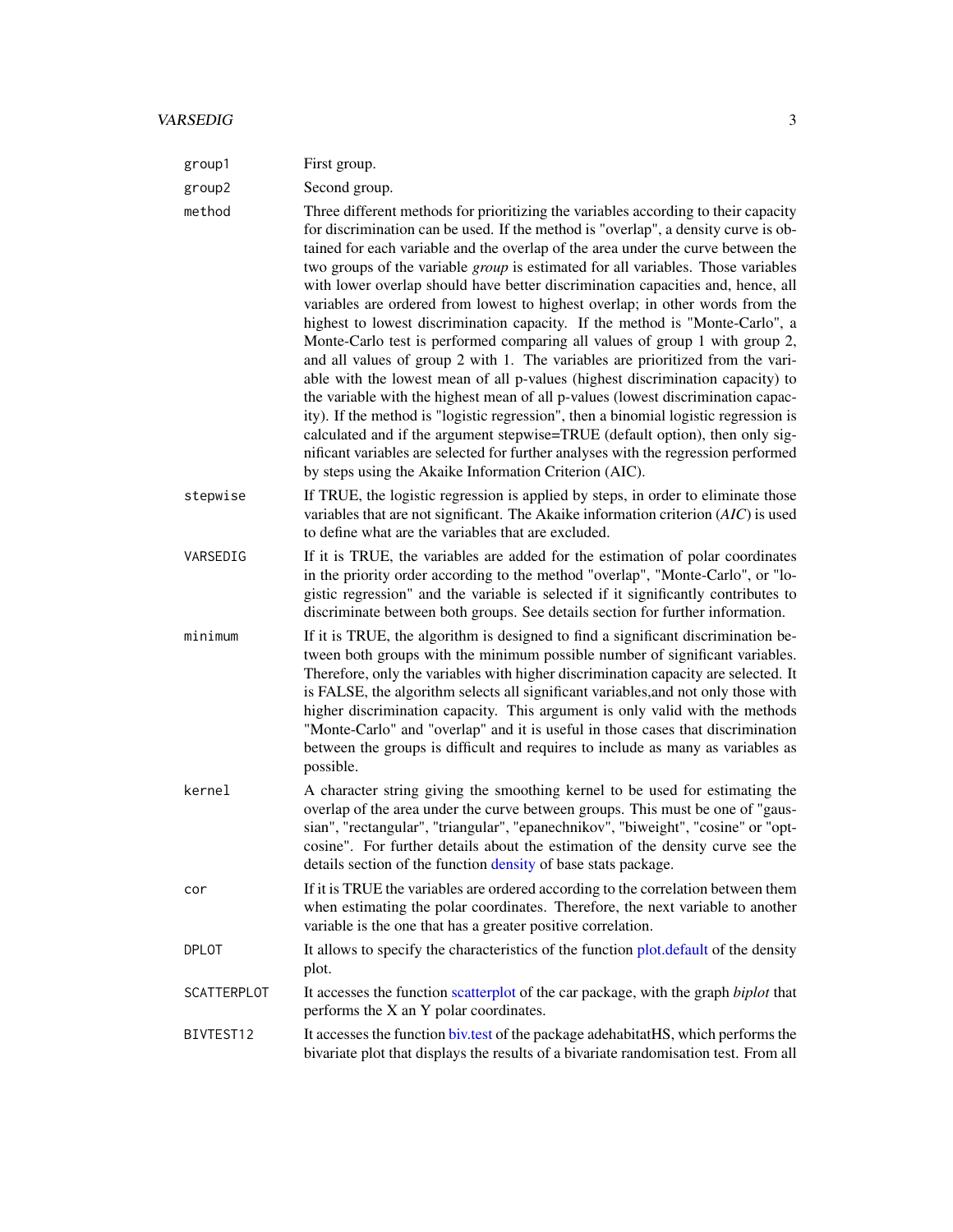| | |
|---|---|
| `group1` | First group. |
| `group2` | Second group. |
| `method` | Three different methods for prioritizing the variables according to their capacity for discrimination can be used. If the method is "overlap", a density curve is obtained for each variable and the overlap of the area under the curve between the two groups of the variable *group* is estimated for all variables. Those variables with lower overlap should have better discrimination capacities and, hence, all variables are ordered from lowest to highest overlap; in other words from the highest to lowest discrimination capacity. If the method is "Monte-Carlo", a Monte-Carlo test is performed comparing all values of group 1 with group 2, and all values of group 2 with 1. The variables are prioritized from the variable with the lowest mean of all p-values (highest discrimination capacity) to the variable with the highest mean of all p-values (lowest discrimination capacity). If the method is "logistic regression", then a binomial logistic regression is calculated and if the argument stepwise=TRUE (default option), then only significant variables are selected for further analyses with the regression performed by steps using the Akaike Information Criterion (AIC). |
| `stepwise` | If TRUE, the logistic regression is applied by steps, in order to eliminate those variables that are not significant. The Akaike information criterion (*AIC*) is used to define what are the variables that are excluded. |
| `VARSEDIG` | If it is TRUE, the variables are added for the estimation of polar coordinates in the priority order according to the method "overlap", "Monte-Carlo", or "logistic regression" and the variable is selected if it significantly contributes to discriminate between both groups. See details section for further information. |
| `minimum` | If it is TRUE, the algorithm is designed to find a significant discrimination between both groups with the minimum possible number of significant variables. Therefore, only the variables with higher discrimination capacity are selected. It is FALSE, the algorithm selects all significant variables,and not only those with higher discrimination capacity. This argument is only valid with the methods "Monte-Carlo" and "overlap" and it is useful in those cases that discrimination between the groups is difficult and requires to include as many as variables as possible. |
| `kernel` | A character string giving the smoothing kernel to be used for estimating the overlap of the area under the curve between groups. This must be one of "gaussian", "rectangular", "triangular", "epanechnikov", "biweight", "cosine" or "optcosine". For further details about the estimation of the density curve see the details section of the function density of base stats package. |
| `cor` | If it is TRUE the variables are ordered according to the correlation between them when estimating the polar coordinates. Therefore, the next variable to another variable is the one that has a greater positive correlation. |
| `DPLOT` | It allows to specify the characteristics of the function plot.default of the density plot. |
| `SCATTERPLOT` | It accesses the function scatterplot of the car package, with the graph *biplot* that performs the X an Y polar coordinates. |
| `BIVTEST12` | It accesses the function biv.test of the package adehabitatHS, which performs the bivariate plot that displays the results of a bivariate randomisation test. From all |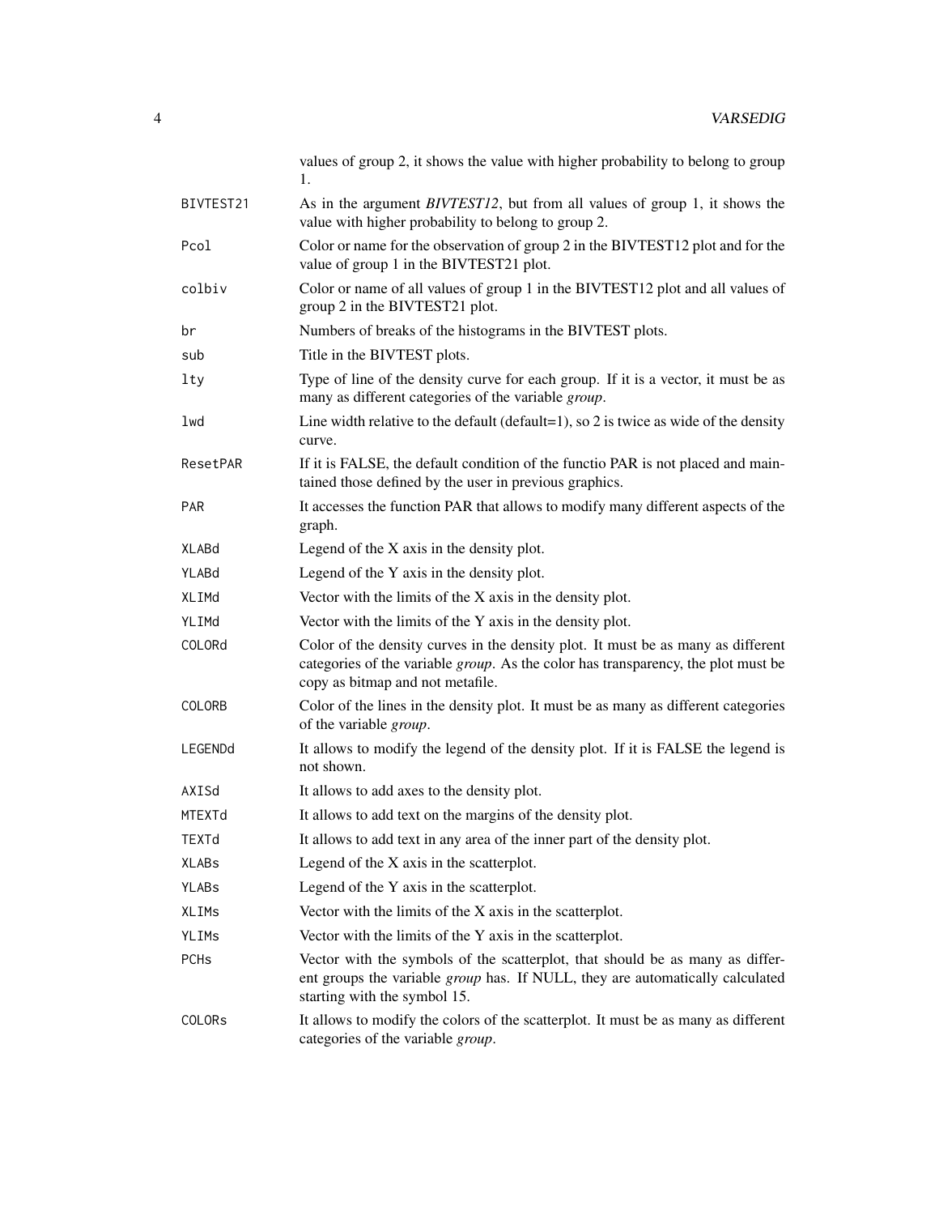values of group 2, it shows the value with higher probability to belong to group 1.

| | |
|---|---|
| BIVTEST21 | As in the argument *BIVTEST12*, but from all values of group 1, it shows the value with higher probability to belong to group 2. |
| Pcol | Color or name for the observation of group 2 in the BIVTEST12 plot and for the value of group 1 in the BIVTEST21 plot. |
| colbiv | Color or name of all values of group 1 in the BIVTEST12 plot and all values of group 2 in the BIVTEST21 plot. |
| br | Numbers of breaks of the histograms in the BIVTEST plots. |
| sub | Title in the BIVTEST plots. |
| lty | Type of line of the density curve for each group. If it is a vector, it must be as many as different categories of the variable *group*. |
| lwd | Line width relative to the default (default=1), so 2 is twice as wide of the density curve. |
| ResetPAR | If it is FALSE, the default condition of the functio PAR is not placed and maintained those defined by the user in previous graphics. |
| PAR | It accesses the function PAR that allows to modify many different aspects of the graph. |
| XLABd | Legend of the X axis in the density plot. |
| YLABd | Legend of the Y axis in the density plot. |
| XLIMd | Vector with the limits of the X axis in the density plot. |
| YLIMd | Vector with the limits of the Y axis in the density plot. |
| COLORd | Color of the density curves in the density plot. It must be as many as different categories of the variable *group*. As the color has transparency, the plot must be copy as bitmap and not metafile. |
| COLORB | Color of the lines in the density plot. It must be as many as different categories of the variable *group*. |
| LEGENDd | It allows to modify the legend of the density plot. If it is FALSE the legend is not shown. |
| AXISd | It allows to add axes to the density plot. |
| MTEXTd | It allows to add text on the margins of the density plot. |
| TEXTd | It allows to add text in any area of the inner part of the density plot. |
| XLABs | Legend of the X axis in the scatterplot. |
| YLABs | Legend of the Y axis in the scatterplot. |
| XLIMs | Vector with the limits of the X axis in the scatterplot. |
| YLIMs | Vector with the limits of the Y axis in the scatterplot. |
| PCHs | Vector with the symbols of the scatterplot, that should be as many as different groups the variable *group* has. If NULL, they are automatically calculated starting with the symbol 15. |
| COLORs | It allows to modify the colors of the scatterplot. It must be as many as different categories of the variable *group*. |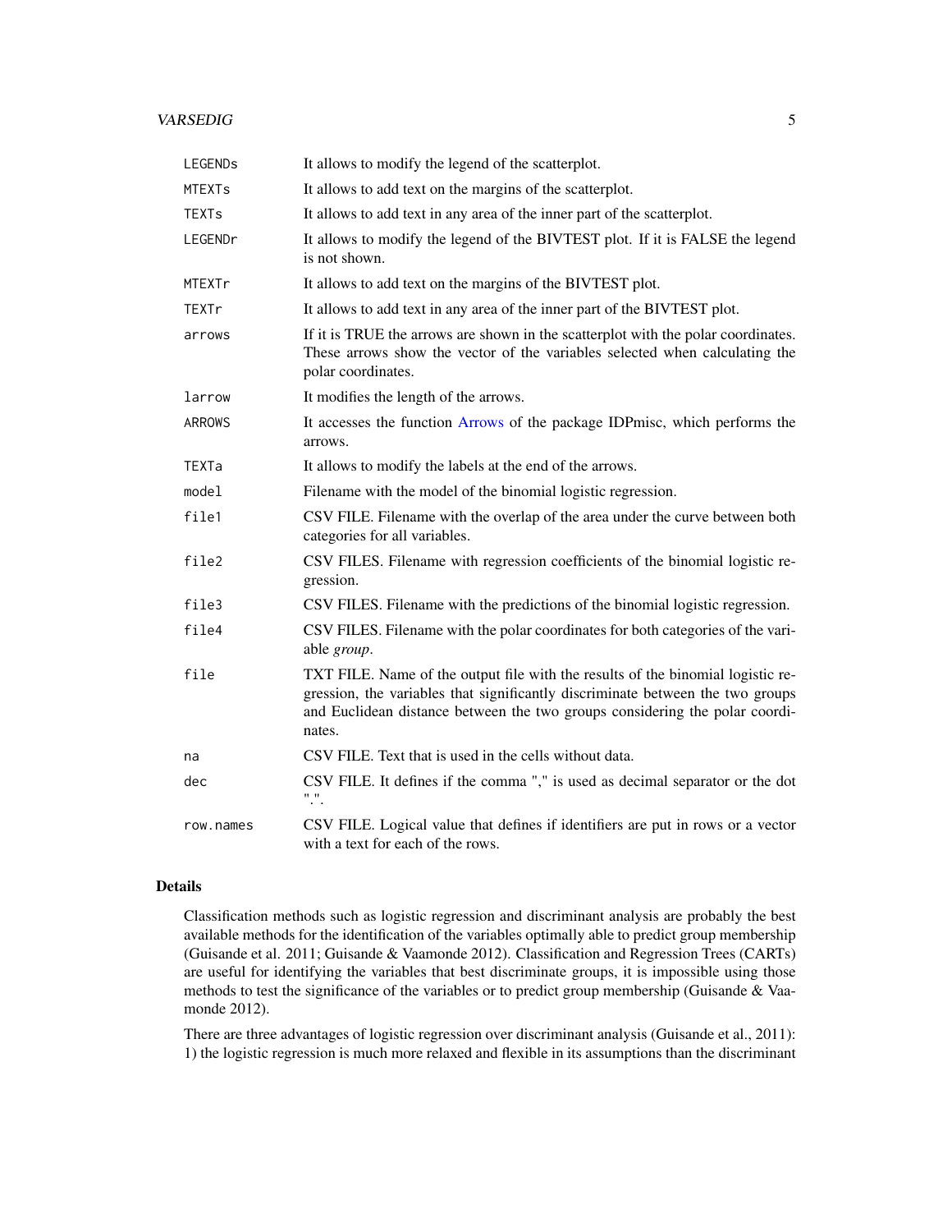| | |
|---|---|
| LEGENDs | It allows to modify the legend of the scatterplot. |
| MTEXTs | It allows to add text on the margins of the scatterplot. |
| TEXTs | It allows to add text in any area of the inner part of the scatterplot. |
| LEGENDr | It allows to modify the legend of the BIVTEST plot. If it is FALSE the legend is not shown. |
| MTEXTr | It allows to add text on the margins of the BIVTEST plot. |
| TEXTr | It allows to add text in any area of the inner part of the BIVTEST plot. |
| arrows | If it is TRUE the arrows are shown in the scatterplot with the polar coordinates. These arrows show the vector of the variables selected when calculating the polar coordinates. |
| larrow | It modifies the length of the arrows. |
| ARROWS | It accesses the function Arrows of the package IDPmisc, which performs the arrows. |
| TEXTa | It allows to modify the labels at the end of the arrows. |
| model | Filename with the model of the binomial logistic regression. |
| file1 | CSV FILE. Filename with the overlap of the area under the curve between both categories for all variables. |
| file2 | CSV FILES. Filename with regression coefficients of the binomial logistic regression. |
| file3 | CSV FILES. Filename with the predictions of the binomial logistic regression. |
| file4 | CSV FILES. Filename with the polar coordinates for both categories of the variable *group*. |
| file | TXT FILE. Name of the output file with the results of the binomial logistic regression, the variables that significantly discriminate between the two groups and Euclidean distance between the two groups considering the polar coordinates. |
| na | CSV FILE. Text that is used in the cells without data. |
| dec | CSV FILE. It defines if the comma "," is used as decimal separator or the dot ".". |
| row.names | CSV FILE. Logical value that defines if identifiers are put in rows or a vector with a text for each of the rows. |

## Details

Classification methods such as logistic regression and discriminant analysis are probably the best available methods for the identification of the variables optimally able to predict group membership (Guisande et al. 2011; Guisande & Vaamonde 2012). Classification and Regression Trees (CARTs) are useful for identifying the variables that best discriminate groups, it is impossible using those methods to test the significance of the variables or to predict group membership (Guisande & Vaamonde 2012).

There are three advantages of logistic regression over discriminant analysis (Guisande et al., 2011): 1) the logistic regression is much more relaxed and flexible in its assumptions than the discriminant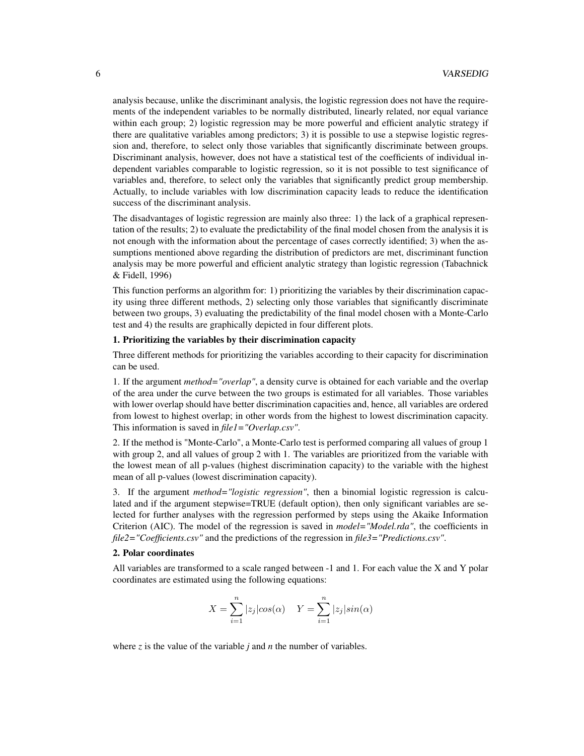analysis because, unlike the discriminant analysis, the logistic regression does not have the requirements of the independent variables to be normally distributed, linearly related, nor equal variance within each group; 2) logistic regression may be more powerful and efficient analytic strategy if there are qualitative variables among predictors; 3) it is possible to use a stepwise logistic regression and, therefore, to select only those variables that significantly discriminate between groups. Discriminant analysis, however, does not have a statistical test of the coefficients of individual independent variables comparable to logistic regression, so it is not possible to test significance of variables and, therefore, to select only the variables that significantly predict group membership. Actually, to include variables with low discrimination capacity leads to reduce the identification success of the discriminant analysis.

The disadvantages of logistic regression are mainly also three: 1) the lack of a graphical representation of the results; 2) to evaluate the predictability of the final model chosen from the analysis it is not enough with the information about the percentage of cases correctly identified; 3) when the assumptions mentioned above regarding the distribution of predictors are met, discriminant function analysis may be more powerful and efficient analytic strategy than logistic regression (Tabachnick & Fidell, 1996)

This function performs an algorithm for: 1) prioritizing the variables by their discrimination capacity using three different methods, 2) selecting only those variables that significantly discriminate between two groups, 3) evaluating the predictability of the final model chosen with a Monte-Carlo test and 4) the results are graphically depicted in four different plots.

**1. Prioritizing the variables by their discrimination capacity**

Three different methods for prioritizing the variables according to their capacity for discrimination can be used.

1. If the argument *method="overlap"*, a density curve is obtained for each variable and the overlap of the area under the curve between the two groups is estimated for all variables. Those variables with lower overlap should have better discrimination capacities and, hence, all variables are ordered from lowest to highest overlap; in other words from the highest to lowest discrimination capacity. This information is saved in *file1="Overlap.csv"*.

2. If the method is "Monte-Carlo", a Monte-Carlo test is performed comparing all values of group 1 with group 2, and all values of group 2 with 1. The variables are prioritized from the variable with the lowest mean of all p-values (highest discrimination capacity) to the variable with the highest mean of all p-values (lowest discrimination capacity).

3. If the argument *method="logistic regression"*, then a binomial logistic regression is calculated and if the argument stepwise=TRUE (default option), then only significant variables are selected for further analyses with the regression performed by steps using the Akaike Information Criterion (AIC). The model of the regression is saved in *model="Model.rda"*, the coefficients in *file2="Coefficients.csv"* and the predictions of the regression in *file3="Predictions.csv"*.

**2. Polar coordinates**

All variables are transformed to a scale ranged between -1 and 1. For each value the X and Y polar coordinates are estimated using the following equations:

$$X = \sum_{i=1}^{n} |z_j| cos(\alpha) \quad Y = \sum_{i=1}^{n} |z_j| sin(\alpha)$$

where $z$ is the value of the variable $j$ and $n$ the number of variables.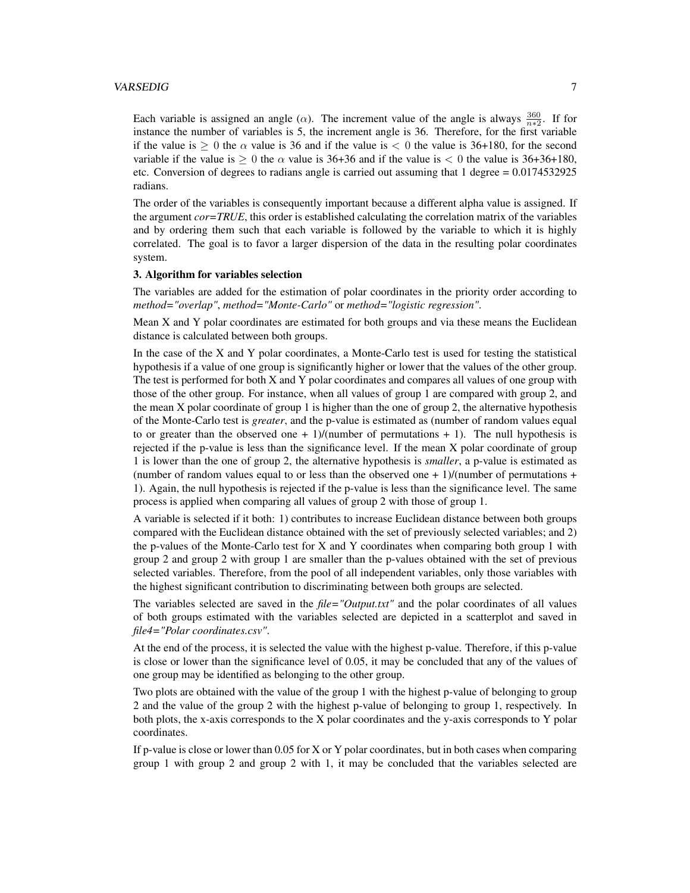Each variable is assigned an angle ($\alpha$). The increment value of the angle is always $\frac{360}{n*2}$. If for instance the number of variables is 5, the increment angle is 36. Therefore, for the first variable if the value is $\geq 0$ the $\alpha$ value is 36 and if the value is $< 0$ the value is 36+180, for the second variable if the value is $\geq 0$ the $\alpha$ value is 36+36 and if the value is $< 0$ the value is 36+36+180, etc. Conversion of degrees to radians angle is carried out assuming that 1 degree = 0.0174532925 radians.

The order of the variables is consequently important because a different alpha value is assigned. If the argument *cor=TRUE*, this order is established calculating the correlation matrix of the variables and by ordering them such that each variable is followed by the variable to which it is highly correlated. The goal is to favor a larger dispersion of the data in the resulting polar coordinates system.

**3. Algorithm for variables selection**

The variables are added for the estimation of polar coordinates in the priority order according to *method="overlap"*, *method="Monte-Carlo"* or *method="logistic regression"*.

Mean X and Y polar coordinates are estimated for both groups and via these means the Euclidean distance is calculated between both groups.

In the case of the X and Y polar coordinates, a Monte-Carlo test is used for testing the statistical hypothesis if a value of one group is significantly higher or lower that the values of the other group. The test is performed for both X and Y polar coordinates and compares all values of one group with those of the other group. For instance, when all values of group 1 are compared with group 2, and the mean X polar coordinate of group 1 is higher than the one of group 2, the alternative hypothesis of the Monte-Carlo test is *greater*, and the p-value is estimated as (number of random values equal to or greater than the observed one + 1)/(number of permutations + 1). The null hypothesis is rejected if the p-value is less than the significance level. If the mean X polar coordinate of group 1 is lower than the one of group 2, the alternative hypothesis is *smaller*, a p-value is estimated as (number of random values equal to or less than the observed one + 1)/(number of permutations + 1). Again, the null hypothesis is rejected if the p-value is less than the significance level. The same process is applied when comparing all values of group 2 with those of group 1.

A variable is selected if it both: 1) contributes to increase Euclidean distance between both groups compared with the Euclidean distance obtained with the set of previously selected variables; and 2) the p-values of the Monte-Carlo test for X and Y coordinates when comparing both group 1 with group 2 and group 2 with group 1 are smaller than the p-values obtained with the set of previous selected variables. Therefore, from the pool of all independent variables, only those variables with the highest significant contribution to discriminating between both groups are selected.

The variables selected are saved in the *file="Output.txt"* and the polar coordinates of all values of both groups estimated with the variables selected are depicted in a scatterplot and saved in *file4="Polar coordinates.csv"*.

At the end of the process, it is selected the value with the highest p-value. Therefore, if this p-value is close or lower than the significance level of 0.05, it may be concluded that any of the values of one group may be identified as belonging to the other group.

Two plots are obtained with the value of the group 1 with the highest p-value of belonging to group 2 and the value of the group 2 with the highest p-value of belonging to group 1, respectively. In both plots, the x-axis corresponds to the X polar coordinates and the y-axis corresponds to Y polar coordinates.

If p-value is close or lower than 0.05 for X or Y polar coordinates, but in both cases when comparing group 1 with group 2 and group 2 with 1, it may be concluded that the variables selected are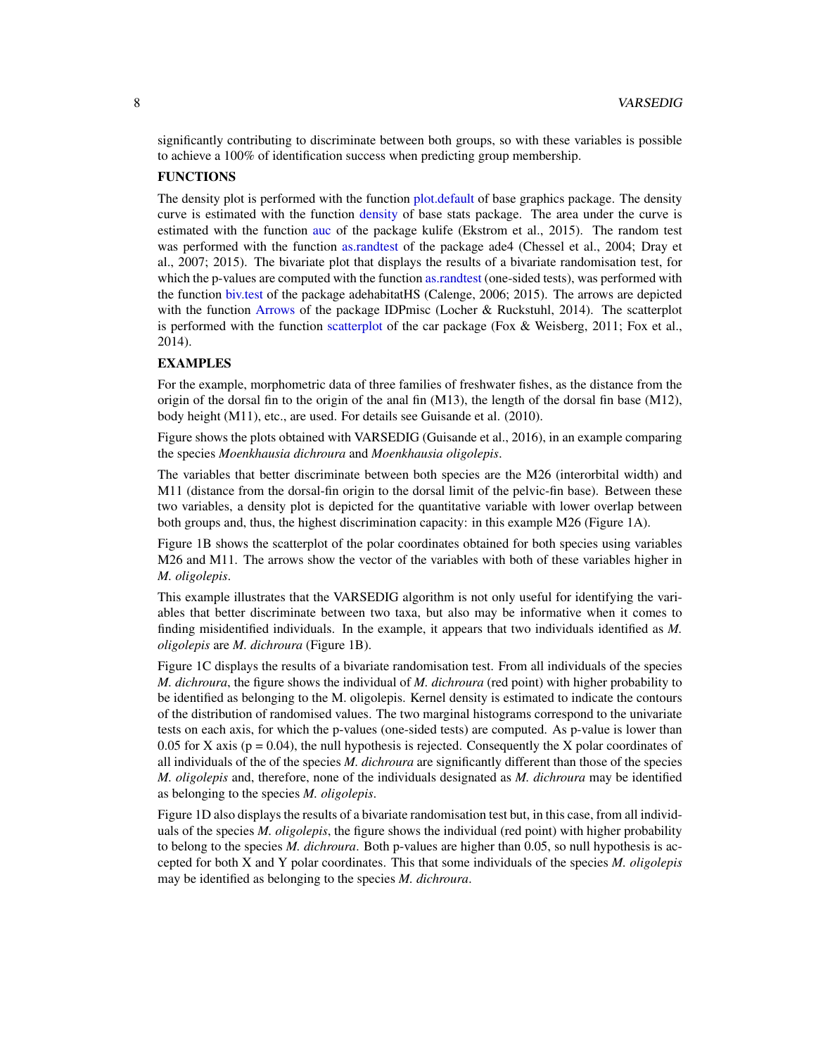significantly contributing to discriminate between both groups, so with these variables is possible to achieve a 100% of identification success when predicting group membership.

**FUNCTIONS**

The density plot is performed with the function plot.default of base graphics package. The density curve is estimated with the function density of base stats package. The area under the curve is estimated with the function auc of the package kulife (Ekstrom et al., 2015). The random test was performed with the function as.randtest of the package ade4 (Chessel et al., 2004; Dray et al., 2007; 2015). The bivariate plot that displays the results of a bivariate randomisation test, for which the p-values are computed with the function as.randtest (one-sided tests), was performed with the function biv.test of the package adehabitatHS (Calenge, 2006; 2015). The arrows are depicted with the function Arrows of the package IDPmisc (Locher & Ruckstuhl, 2014). The scatterplot is performed with the function scatterplot of the car package (Fox & Weisberg, 2011; Fox et al., 2014).

**EXAMPLES**

For the example, morphometric data of three families of freshwater fishes, as the distance from the origin of the dorsal fin to the origin of the anal fin (M13), the length of the dorsal fin base (M12), body height (M11), etc., are used. For details see Guisande et al. (2010).

Figure shows the plots obtained with VARSEDIG (Guisande et al., 2016), in an example comparing the species *Moenkhausia dichroura* and *Moenkhausia oligolepis*.

The variables that better discriminate between both species are the M26 (interorbital width) and M11 (distance from the dorsal-fin origin to the dorsal limit of the pelvic-fin base). Between these two variables, a density plot is depicted for the quantitative variable with lower overlap between both groups and, thus, the highest discrimination capacity: in this example M26 (Figure 1A).

Figure 1B shows the scatterplot of the polar coordinates obtained for both species using variables M26 and M11. The arrows show the vector of the variables with both of these variables higher in *M. oligolepis*.

This example illustrates that the VARSEDIG algorithm is not only useful for identifying the variables that better discriminate between two taxa, but also may be informative when it comes to finding misidentified individuals. In the example, it appears that two individuals identified as *M. oligolepis* are *M. dichroura* (Figure 1B).

Figure 1C displays the results of a bivariate randomisation test. From all individuals of the species *M. dichroura*, the figure shows the individual of *M. dichroura* (red point) with higher probability to be identified as belonging to the M. oligolepis. Kernel density is estimated to indicate the contours of the distribution of randomised values. The two marginal histograms correspond to the univariate tests on each axis, for which the p-values (one-sided tests) are computed. As p-value is lower than 0.05 for X axis ($p = 0.04$), the null hypothesis is rejected. Consequently the X polar coordinates of all individuals of the of the species *M. dichroura* are significantly different than those of the species *M. oligolepis* and, therefore, none of the individuals designated as *M. dichroura* may be identified as belonging to the species *M. oligolepis*.

Figure 1D also displays the results of a bivariate randomisation test but, in this case, from all individuals of the species *M. oligolepis*, the figure shows the individual (red point) with higher probability to belong to the species *M. dichroura*. Both p-values are higher than 0.05, so null hypothesis is accepted for both X and Y polar coordinates. This that some individuals of the species *M. oligolepis* may be identified as belonging to the species *M. dichroura*.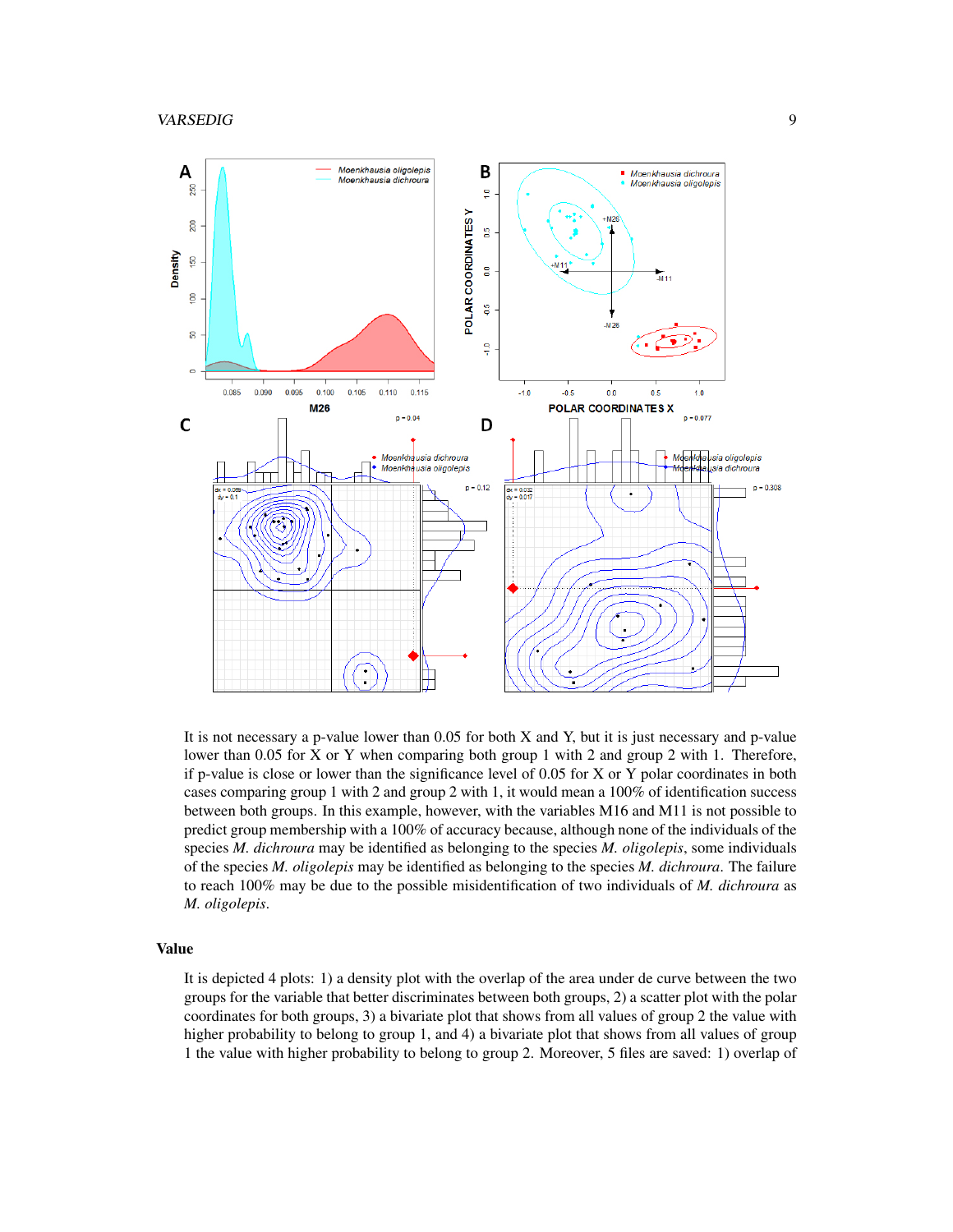It is not necessary a p-value lower than 0.05 for both X and Y, but it is just necessary and p-value lower than 0.05 for X or Y when comparing both group 1 with 2 and group 2 with 1. Therefore, if p-value is close or lower than the significance level of 0.05 for X or Y polar coordinates in both cases comparing group 1 with 2 and group 2 with 1, it would mean a 100% of identification success between both groups. In this example, however, with the variables M16 and M11 is not possible to predict group membership with a 100% of accuracy because, although none of the individuals of the species *M. dichroura* may be identified as belonging to the species *M. oligolepis*, some individuals of the species *M. oligolepis* may be identified as belonging to the species *M. dichroura*. The failure to reach 100% may be due to the possible misidentification of two individuals of *M. dichroura* as *M. oligolepis*.

## Value

It is depicted 4 plots: 1) a density plot with the overlap of the area under de curve between the two groups for the variable that better discriminates between both groups, 2) a scatter plot with the polar coordinates for both groups, 3) a bivariate plot that shows from all values of group 2 the value with higher probability to belong to group 1, and 4) a bivariate plot that shows from all values of group 1 the value with higher probability to belong to group 2. Moreover, 5 files are saved: 1) overlap of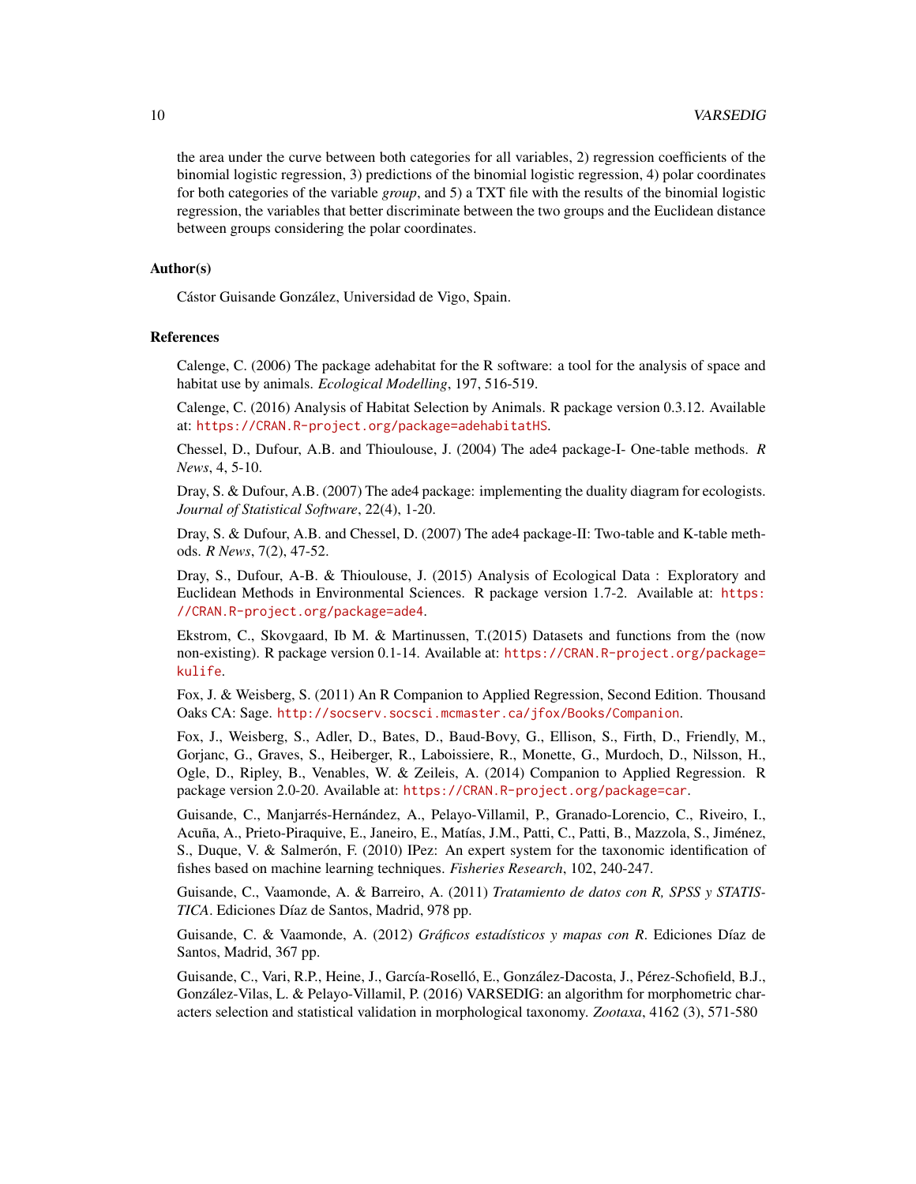the area under the curve between both categories for all variables, 2) regression coefficients of the binomial logistic regression, 3) predictions of the binomial logistic regression, 4) polar coordinates for both categories of the variable *group*, and 5) a TXT file with the results of the binomial logistic regression, the variables that better discriminate between the two groups and the Euclidean distance between groups considering the polar coordinates.

## Author(s)

Cástor Guisande González, Universidad de Vigo, Spain.

## References

Calenge, C. (2006) The package adehabitat for the R software: a tool for the analysis of space and habitat use by animals. *Ecological Modelling*, 197, 516-519.

Calenge, C. (2016) Analysis of Habitat Selection by Animals. R package version 0.3.12. Available at: https://CRAN.R-project.org/package=adehabitatHS.

Chessel, D., Dufour, A.B. and Thioulouse, J. (2004) The ade4 package-I- One-table methods. *R News*, 4, 5-10.

Dray, S. & Dufour, A.B. (2007) The ade4 package: implementing the duality diagram for ecologists. *Journal of Statistical Software*, 22(4), 1-20.

Dray, S. & Dufour, A.B. and Chessel, D. (2007) The ade4 package-II: Two-table and K-table methods. *R News*, 7(2), 47-52.

Dray, S., Dufour, A-B. & Thioulouse, J. (2015) Analysis of Ecological Data : Exploratory and Euclidean Methods in Environmental Sciences. R package version 1.7-2. Available at: https://CRAN.R-project.org/package=ade4.

Ekstrom, C., Skovgaard, Ib M. & Martinussen, T.(2015) Datasets and functions from the (now non-existing). R package version 0.1-14. Available at: https://CRAN.R-project.org/package=kulife.

Fox, J. & Weisberg, S. (2011) An R Companion to Applied Regression, Second Edition. Thousand Oaks CA: Sage. http://socserv.socsci.mcmaster.ca/jfox/Books/Companion.

Fox, J., Weisberg, S., Adler, D., Bates, D., Baud-Bovy, G., Ellison, S., Firth, D., Friendly, M., Gorjanc, G., Graves, S., Heiberger, R., Laboissiere, R., Monette, G., Murdoch, D., Nilsson, H., Ogle, D., Ripley, B., Venables, W. & Zeileis, A. (2014) Companion to Applied Regression. R package version 2.0-20. Available at: https://CRAN.R-project.org/package=car.

Guisande, C., Manjarrés-Hernández, A., Pelayo-Villamil, P., Granado-Lorencio, C., Riveiro, I., Acuña, A., Prieto-Piraquive, E., Janeiro, E., Matías, J.M., Patti, C., Patti, B., Mazzola, S., Jiménez, S., Duque, V. & Salmerón, F. (2010) IPez: An expert system for the taxonomic identification of fishes based on machine learning techniques. *Fisheries Research*, 102, 240-247.

Guisande, C., Vaamonde, A. & Barreiro, A. (2011) *Tratamiento de datos con R, SPSS y STATISTICA*. Ediciones Díaz de Santos, Madrid, 978 pp.

Guisande, C. & Vaamonde, A. (2012) *Gráficos estadísticos y mapas con R*. Ediciones Díaz de Santos, Madrid, 367 pp.

Guisande, C., Vari, R.P., Heine, J., García-Roselló, E., González-Dacosta, J., Pérez-Schofield, B.J., González-Vilas, L. & Pelayo-Villamil, P. (2016) VARSEDIG: an algorithm for morphometric characters selection and statistical validation in morphological taxonomy. *Zootaxa*, 4162 (3), 571-580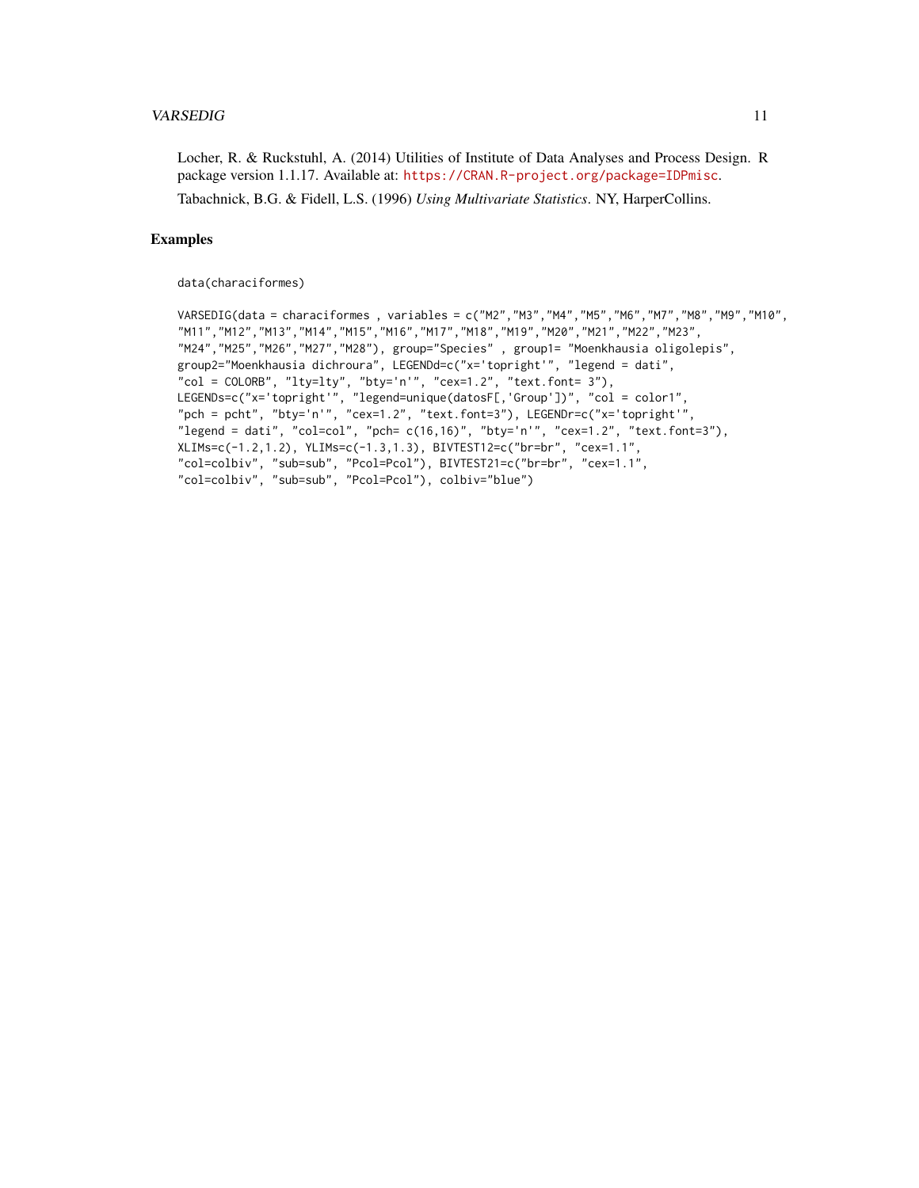Locher, R. & Ruckstuhl, A. (2014) Utilities of Institute of Data Analyses and Process Design. R package version 1.1.17. Available at: https://CRAN.R-project.org/package=IDPmisc.

Tabachnick, B.G. & Fidell, L.S. (1996) *Using Multivariate Statistics*. NY, HarperCollins.

## Examples

```
data(characiformes)

VARSEDIG(data = characiformes , variables = c("M2","M3","M4","M5","M6","M7","M8","M9","M10",
"M11","M12","M13","M14","M15","M16","M17","M18","M19","M20","M21","M22","M23",
"M24","M25","M26","M27","M28"), group="Species" , group1= "Moenkhausia oligolepis",
group2="Moenkhausia dichroura", LEGENDd=c("x='topright'", "legend = dati",
"col = COLORB", "lty=lty", "bty='n'", "cex=1.2", "text.font= 3"),
LEGENDs=c("x='topright'", "legend=unique(datosF[,'Group'])", "col = color1",
"pch = pcht", "bty='n'", "cex=1.2", "text.font=3"), LEGENDr=c("x='topright'",
"legend = dati", "col=col", "pch= c(16,16)", "bty='n'", "cex=1.2", "text.font=3"),
XLIMs=c(-1.2,1.2), YLIMs=c(-1.3,1.3), BIVTEST12=c("br=br", "cex=1.1",
"col=colbiv", "sub=sub", "Pcol=Pcol"), BIVTEST21=c("br=br", "cex=1.1",
"col=colbiv", "sub=sub", "Pcol=Pcol"), colbiv="blue")
```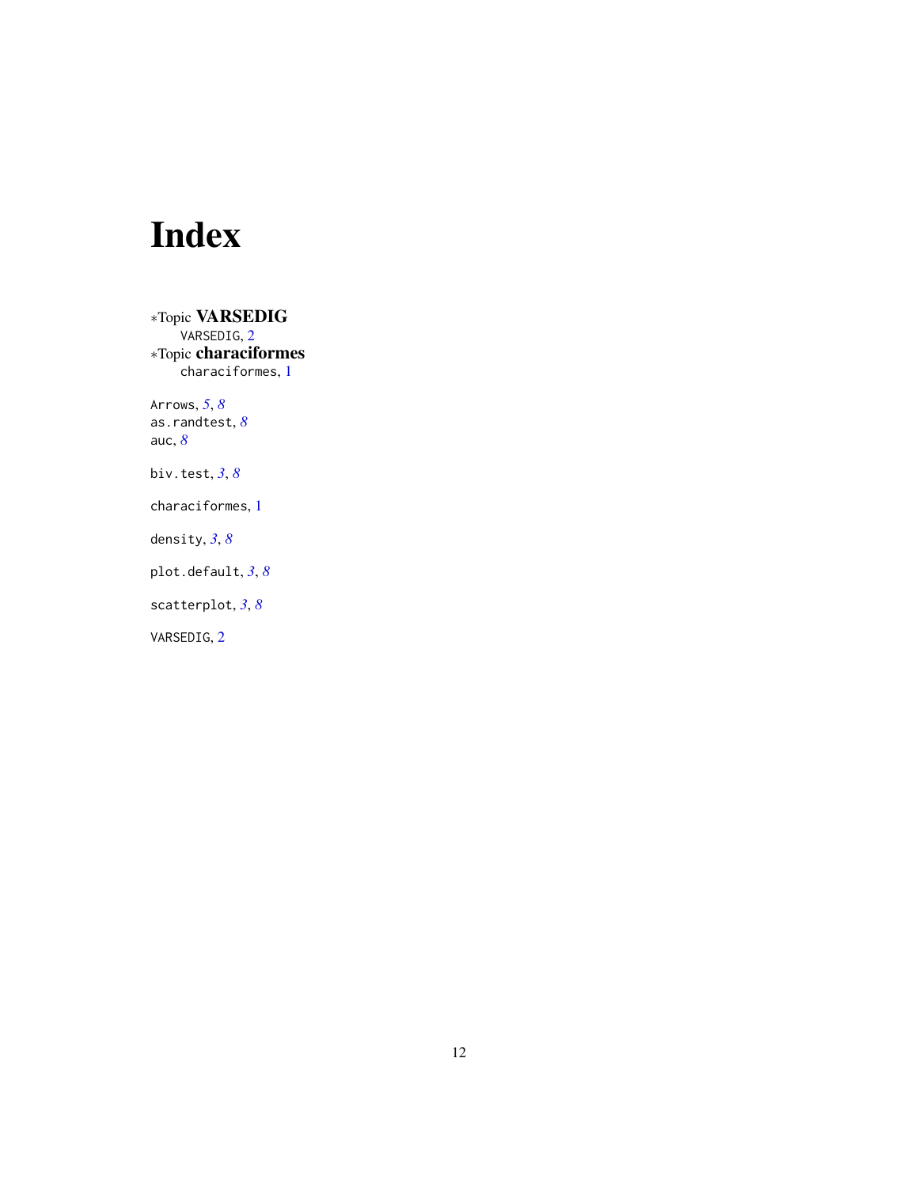# Index

*Topic **VARSEDIG**
    VARSEDIG, 2
*Topic **characiformes**
    characiformes, 1

Arrows, *5*, *8*
as.randtest, *8*
auc, *8*

biv.test, *3*, *8*

characiformes, 1

density, *3*, *8*

plot.default, *3*, *8*

scatterplot, *3*, *8*

VARSEDIG, 2